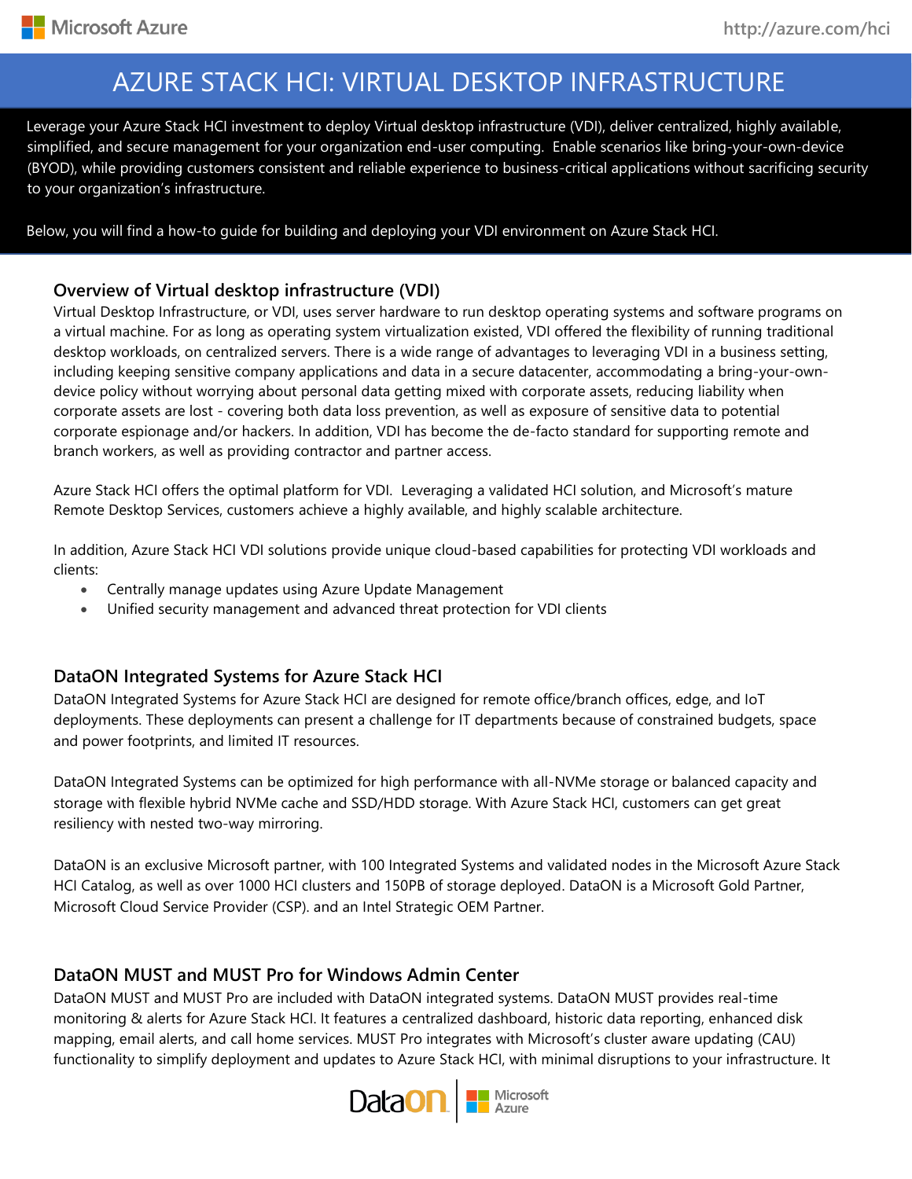# AZURE STACK HCI: VIRTUAL DESKTOP INFRASTRUCTURE

Leverage your Azure Stack HCI investment to deploy Virtual desktop infrastructure (VDI), deliver centralized, highly available, simplified, and secure management for your organization end-user computing. Enable scenarios like bring-your-own-device (BYOD), while providing customers consistent and reliable experience to business-critical applications without sacrificing security to your organization's infrastructure.

Below, you will find a how-to guide for building and deploying your VDI environment on Azure Stack HCI.

## Overview of Virtual desktop infrastructure (VDI)

Virtual Desktop Infrastructure, or VDI, uses server hardware to run desktop operating systems and software programs on a virtual machine. For as long as operating system virtualization existed, VDI offered the flexibility of running traditional desktop workloads, on centralized servers. There is a wide range of advantages to leveraging VDI in a business setting, including keeping sensitive company applications and data in a secure datacenter, accommodating a bring-your-own-device policy without worrying about personal data getting mixed with corporate assets, reducing liability when corporate assets are lost - covering both data loss prevention, as well as exposure of sensitive data to potential corporate espionage and/or hackers. In addition, VDI has become the de-facto standard for supporting remote and branch workers, as well as providing contractor and partner access.

Azure Stack HCI offers the optimal platform for VDI. Leveraging a validated HCI solution, and Microsoft's mature Remote Desktop Services, customers achieve a highly available, and highly scalable architecture.

In addition, Azure Stack HCI VDI solutions provide unique cloud-based capabilities for protecting VDI workloads and clients:

- Centrally manage updates using Azure Update Management
- Unified security management and advanced threat protection for VDI clients

## DataON Integrated Systems for Azure Stack HCI

DataON Integrated Systems for Azure Stack HCI are designed for remote office/branch offices, edge, and IoT deployments. These deployments can present a challenge for IT departments because of constrained budgets, space and power footprints, and limited IT resources.

DataON Integrated Systems can be optimized for high performance with all-NVMe storage or balanced capacity and storage with flexible hybrid NVMe cache and SSD/HDD storage. With Azure Stack HCI, customers can get great resiliency with nested two-way mirroring.

DataON is an exclusive Microsoft partner, with 100 Integrated Systems and validated nodes in the Microsoft Azure Stack HCI Catalog, as well as over 1000 HCI clusters and 150PB of storage deployed. DataON is a Microsoft Gold Partner, Microsoft Cloud Service Provider (CSP). and an Intel Strategic OEM Partner.

## DataON MUST and MUST Pro for Windows Admin Center

DataON MUST and MUST Pro are included with DataON integrated systems. DataON MUST provides real-time monitoring & alerts for Azure Stack HCI. It features a centralized dashboard, historic data reporting, enhanced disk mapping, email alerts, and call home services. MUST Pro integrates with Microsoft's cluster aware updating (CAU) functionality to simplify deployment and updates to Azure Stack HCI, with minimal disruptions to your infrastructure. It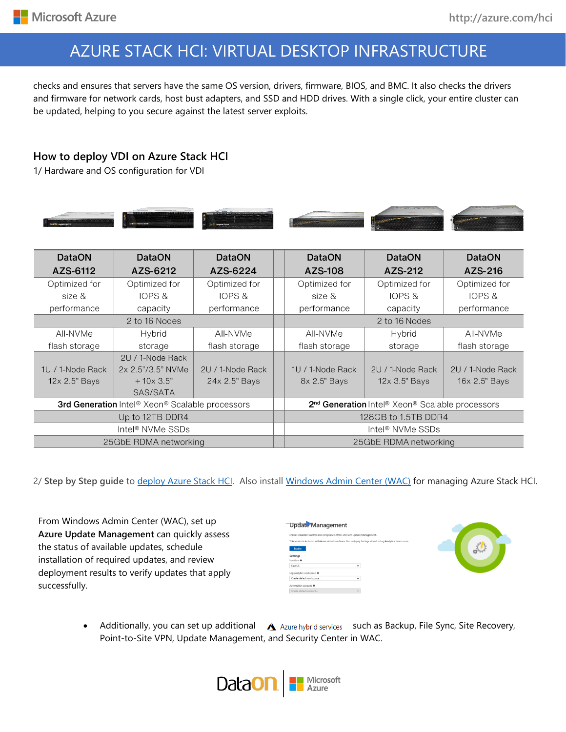checks and ensures that servers have the same OS version, drivers, firmware, BIOS, and BMC. It also checks the drivers and firmware for network cards, host bust adapters, and SSD and HDD drives. With a single click, your entire cluster can be updated, helping to you secure against the latest server exploits.

## How to deploy VDI on Azure Stack HCI

1/ Hardware and OS configuration for VDI

| DataON AZS-6112 | DataON AZS-6212 | DataON AZS-6224 | DataON AZS-108 | DataON AZS-212 | DataON AZS-216 |
|---|---|---|---|---|---|
| Optimized for size & performance | Optimized for IOPS & capacity | Optimized for IOPS & performance | Optimized for size & performance | Optimized for IOPS & capacity | Optimized for IOPS & performance |
| 2 to 16 Nodes | | | 2 to 16 Nodes | | |
| All-NVMe flash storage | Hybrid storage | All-NVMe flash storage | All-NVMe flash storage | Hybrid storage | All-NVMe flash storage |
| 1U / 1-Node Rack 12x 2.5" Bays | 2U / 1-Node Rack 2x 2.5"/3.5" NVMe + 10x 3.5" SAS/SATA | 2U / 1-Node Rack 24x 2.5" Bays | 1U / 1-Node Rack 8x 2.5" Bays | 2U / 1-Node Rack 12x 3.5" Bays | 2U / 1-Node Rack 16x 2.5" Bays |
| **3rd Generation** Intel® Xeon® Scalable processors | | | **2nd Generation** Intel® Xeon® Scalable processors | | |
| Up to 12TB DDR4 | | | 128GB to 1.5TB DDR4 | | |
| Intel® NVMe SSDs | | | Intel® NVMe SSDs | | |
| 25GbE RDMA networking | | | 25GbE RDMA networking | | |

2/ **Step by Step guide** to [deploy Azure Stack HCI](). Also install [Windows Admin Center (WAC)]() for managing Azure Stack HCI.

From Windows Admin Center (WAC), set up **Azure Update Management** can quickly assess the status of available updates, schedule installation of required updates, and review deployment results to verify updates that apply successfully.

- Additionally, you can set up additional Azure hybrid services such as Backup, File Sync, Site Recovery, Point-to-Site VPN, Update Management, and Security Center in WAC.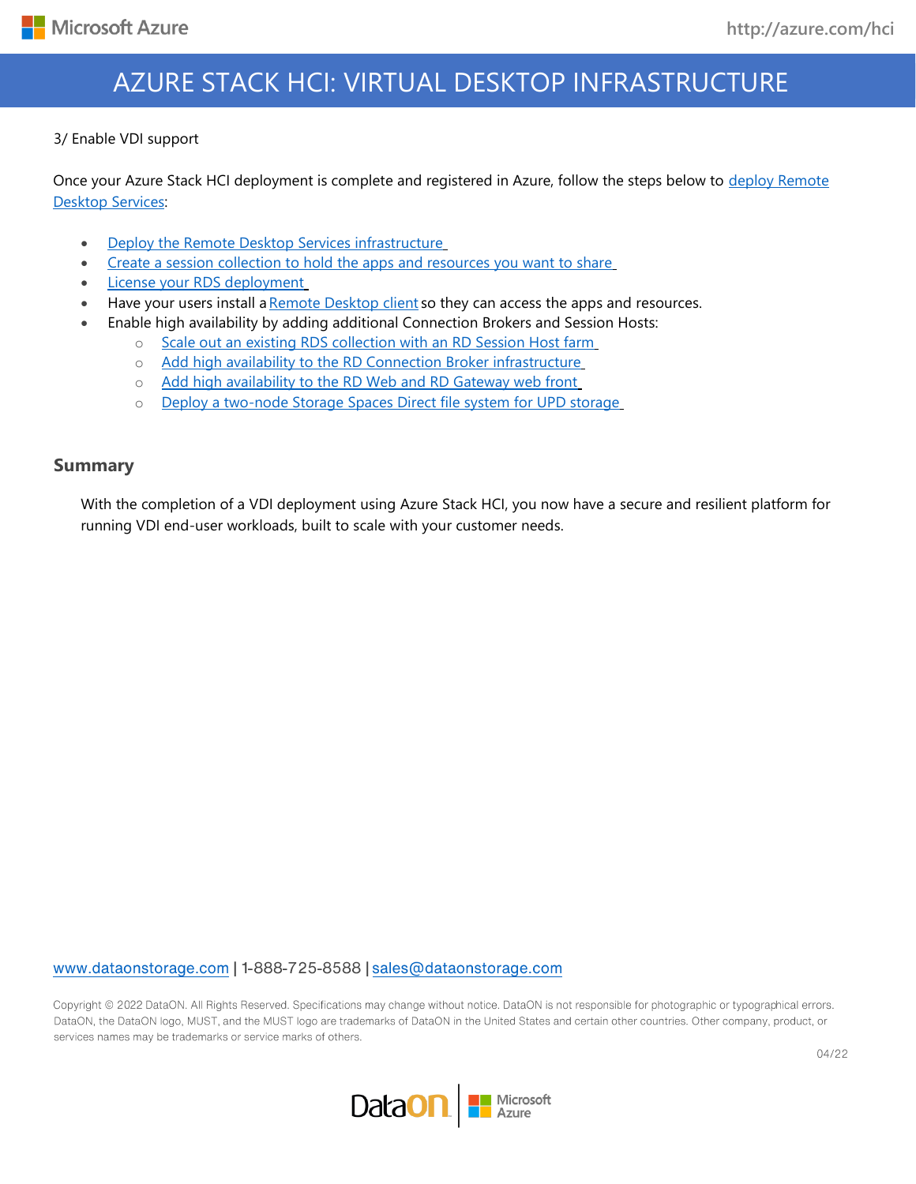3/ Enable VDI support

Once your Azure Stack HCI deployment is complete and registered in Azure, follow the steps below to deploy Remote Desktop Services:

- Deploy the Remote Desktop Services infrastructure
- Create a session collection to hold the apps and resources you want to share
- License your RDS deployment
- Have your users install a Remote Desktop client so they can access the apps and resources.
- Enable high availability by adding additional Connection Brokers and Session Hosts:
  - Scale out an existing RDS collection with an RD Session Host farm
  - Add high availability to the RD Connection Broker infrastructure
  - Add high availability to the RD Web and RD Gateway web front
  - Deploy a two-node Storage Spaces Direct file system for UPD storage

## Summary

With the completion of a VDI deployment using Azure Stack HCI, you now have a secure and resilient platform for running VDI end-user workloads, built to scale with your customer needs.

www.dataonstorage.com | 1-888-725-8588 | sales@dataonstorage.com

Copyright © 2022 DataON. All Rights Reserved. Specifications may change without notice. DataON is not responsible for photographic or typographical errors. DataON, the DataON logo, MUST, and the MUST logo are trademarks of DataON in the United States and certain other countries. Other company, product, or services names may be trademarks or service marks of others.

04/22